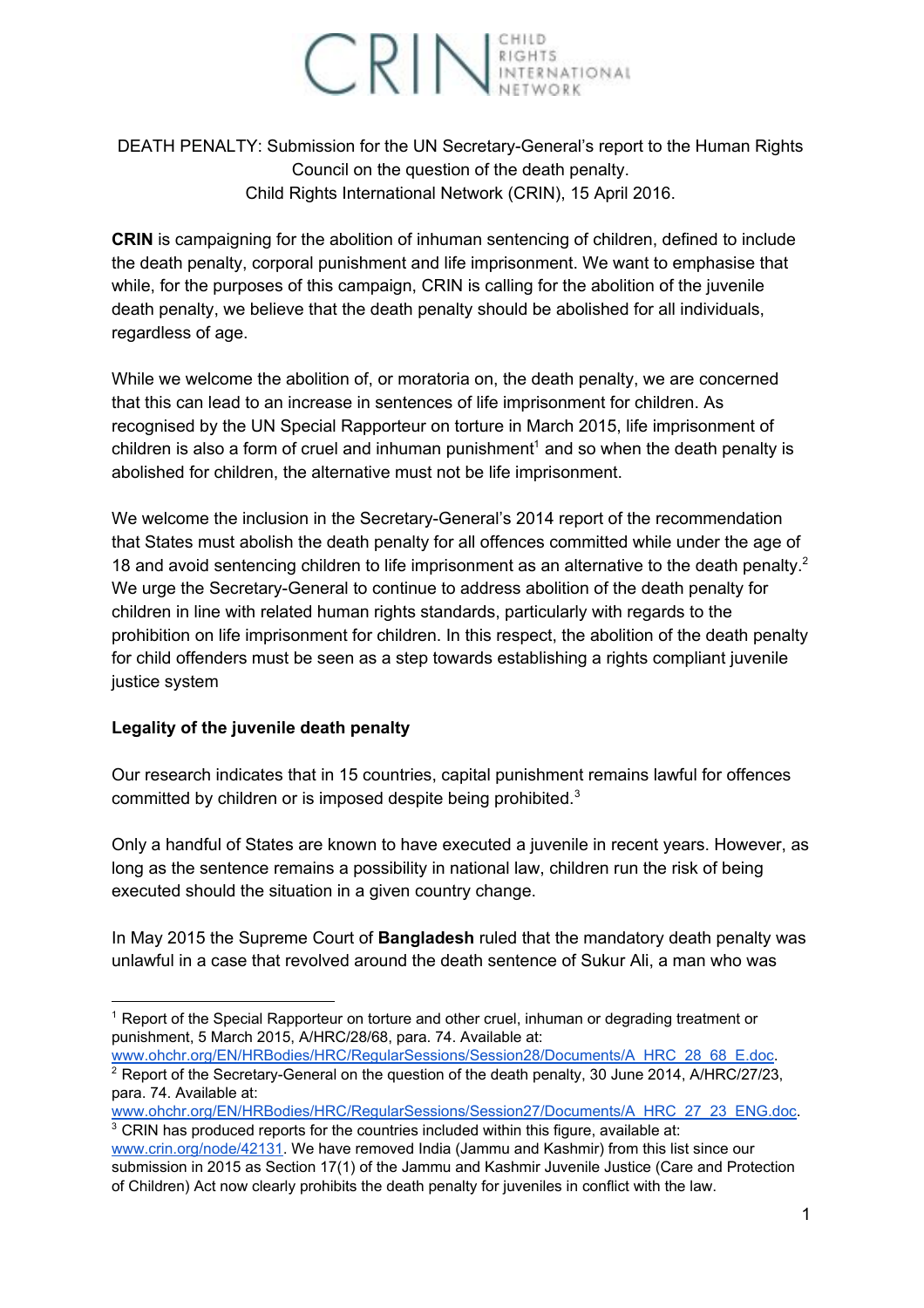CRIN CHILD RIGHTS INTERNATIONAL NETWORK

DEATH PENALTY: Submission for the UN Secretary-General's report to the Human Rights Council on the question of the death penalty.
Child Rights International Network (CRIN), 15 April 2016.

**CRIN** is campaigning for the abolition of inhuman sentencing of children, defined to include the death penalty, corporal punishment and life imprisonment. We want to emphasise that while, for the purposes of this campaign, CRIN is calling for the abolition of the juvenile death penalty, we believe that the death penalty should be abolished for all individuals, regardless of age.

While we welcome the abolition of, or moratoria on, the death penalty, we are concerned that this can lead to an increase in sentences of life imprisonment for children. As recognised by the UN Special Rapporteur on torture in March 2015, life imprisonment of children is also a form of cruel and inhuman punishment[1] and so when the death penalty is abolished for children, the alternative must not be life imprisonment.

We welcome the inclusion in the Secretary-General's 2014 report of the recommendation that States must abolish the death penalty for all offences committed while under the age of 18 and avoid sentencing children to life imprisonment as an alternative to the death penalty.[2] We urge the Secretary-General to continue to address abolition of the death penalty for children in line with related human rights standards, particularly with regards to the prohibition on life imprisonment for children. In this respect, the abolition of the death penalty for child offenders must be seen as a step towards establishing a rights compliant juvenile justice system

**Legality of the juvenile death penalty**

Our research indicates that in 15 countries, capital punishment remains lawful for offences committed by children or is imposed despite being prohibited.[3]

Only a handful of States are known to have executed a juvenile in recent years. However, as long as the sentence remains a possibility in national law, children run the risk of being executed should the situation in a given country change.

In May 2015 the Supreme Court of **Bangladesh** ruled that the mandatory death penalty was unlawful in a case that revolved around the death sentence of Sukur Ali, a man who was

---

[1] Report of the Special Rapporteur on torture and other cruel, inhuman or degrading treatment or punishment, 5 March 2015, A/HRC/28/68, para. 74. Available at: www.ohchr.org/EN/HRBodies/HRC/RegularSessions/Session28/Documents/A_HRC_28_68_E.doc.

[2] Report of the Secretary-General on the question of the death penalty, 30 June 2014, A/HRC/27/23, para. 74. Available at: www.ohchr.org/EN/HRBodies/HRC/RegularSessions/Session27/Documents/A_HRC_27_23_ENG.doc.

[3] CRIN has produced reports for the countries included within this figure, available at: www.crin.org/node/42131. We have removed India (Jammu and Kashmir) from this list since our submission in 2015 as Section 17(1) of the Jammu and Kashmir Juvenile Justice (Care and Protection of Children) Act now clearly prohibits the death penalty for juveniles in conflict with the law.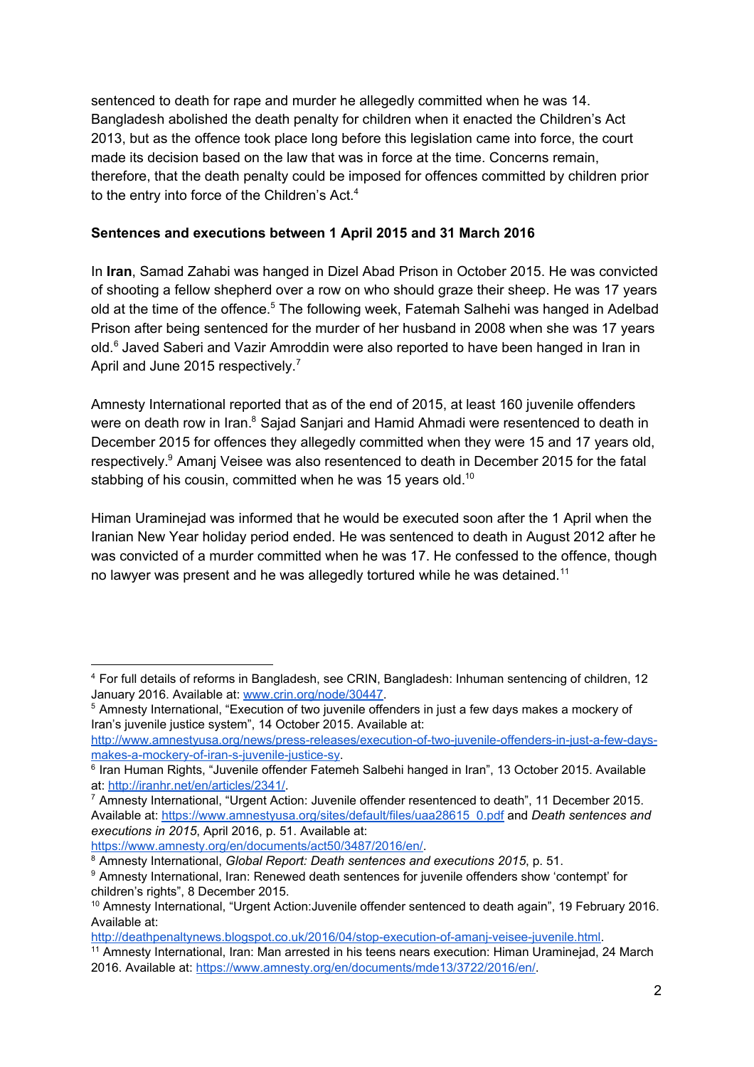sentenced to death for rape and murder he allegedly committed when he was 14. Bangladesh abolished the death penalty for children when it enacted the Children's Act 2013, but as the offence took place long before this legislation came into force, the court made its decision based on the law that was in force at the time. Concerns remain, therefore, that the death penalty could be imposed for offences committed by children prior to the entry into force of the Children's Act.[4]

**Sentences and executions between 1 April 2015 and 31 March 2016**

In **Iran**, Samad Zahabi was hanged in Dizel Abad Prison in October 2015. He was convicted of shooting a fellow shepherd over a row on who should graze their sheep. He was 17 years old at the time of the offence.[5] The following week, Fatemah Salhehi was hanged in Adelbad Prison after being sentenced for the murder of her husband in 2008 when she was 17 years old.[6] Javed Saberi and Vazir Amroddin were also reported to have been hanged in Iran in April and June 2015 respectively.[7]

Amnesty International reported that as of the end of 2015, at least 160 juvenile offenders were on death row in Iran.[8] Sajad Sanjari and Hamid Ahmadi were resentenced to death in December 2015 for offences they allegedly committed when they were 15 and 17 years old, respectively.[9] Amanj Veisee was also resentenced to death in December 2015 for the fatal stabbing of his cousin, committed when he was 15 years old.[10]

Himan Uraminejad was informed that he would be executed soon after the 1 April when the Iranian New Year holiday period ended. He was sentenced to death in August 2012 after he was convicted of a murder committed when he was 17. He confessed to the offence, though no lawyer was present and he was allegedly tortured while he was detained.[11]

---

[4] For full details of reforms in Bangladesh, see CRIN, Bangladesh: Inhuman sentencing of children, 12 January 2016. Available at: www.crin.org/node/30447.

[5] Amnesty International, "Execution of two juvenile offenders in just a few days makes a mockery of Iran's juvenile justice system", 14 October 2015. Available at: http://www.amnestyusa.org/news/press-releases/execution-of-two-juvenile-offenders-in-just-a-few-days-makes-a-mockery-of-iran-s-juvenile-justice-sy.

[6] Iran Human Rights, "Juvenile offender Fatemeh Salbehi hanged in Iran", 13 October 2015. Available at: http://iranhr.net/en/articles/2341/.

[7] Amnesty International, "Urgent Action: Juvenile offender resentenced to death", 11 December 2015. Available at: https://www.amnestyusa.org/sites/default/files/uaa28615_0.pdf and *Death sentences and executions in 2015*, April 2016, p. 51. Available at: https://www.amnesty.org/en/documents/act50/3487/2016/en/.

[8] Amnesty International, *Global Report: Death sentences and executions 2015*, p. 51.

[9] Amnesty International, Iran: Renewed death sentences for juvenile offenders show 'contempt' for children's rights", 8 December 2015.

[10] Amnesty International, "Urgent Action:Juvenile offender sentenced to death again", 19 February 2016. Available at: http://deathpenaltynews.blogspot.co.uk/2016/04/stop-execution-of-amanj-veisee-juvenile.html.

[11] Amnesty International, Iran: Man arrested in his teens nears execution: Himan Uraminejad, 24 March 2016. Available at: https://www.amnesty.org/en/documents/mde13/3722/2016/en/.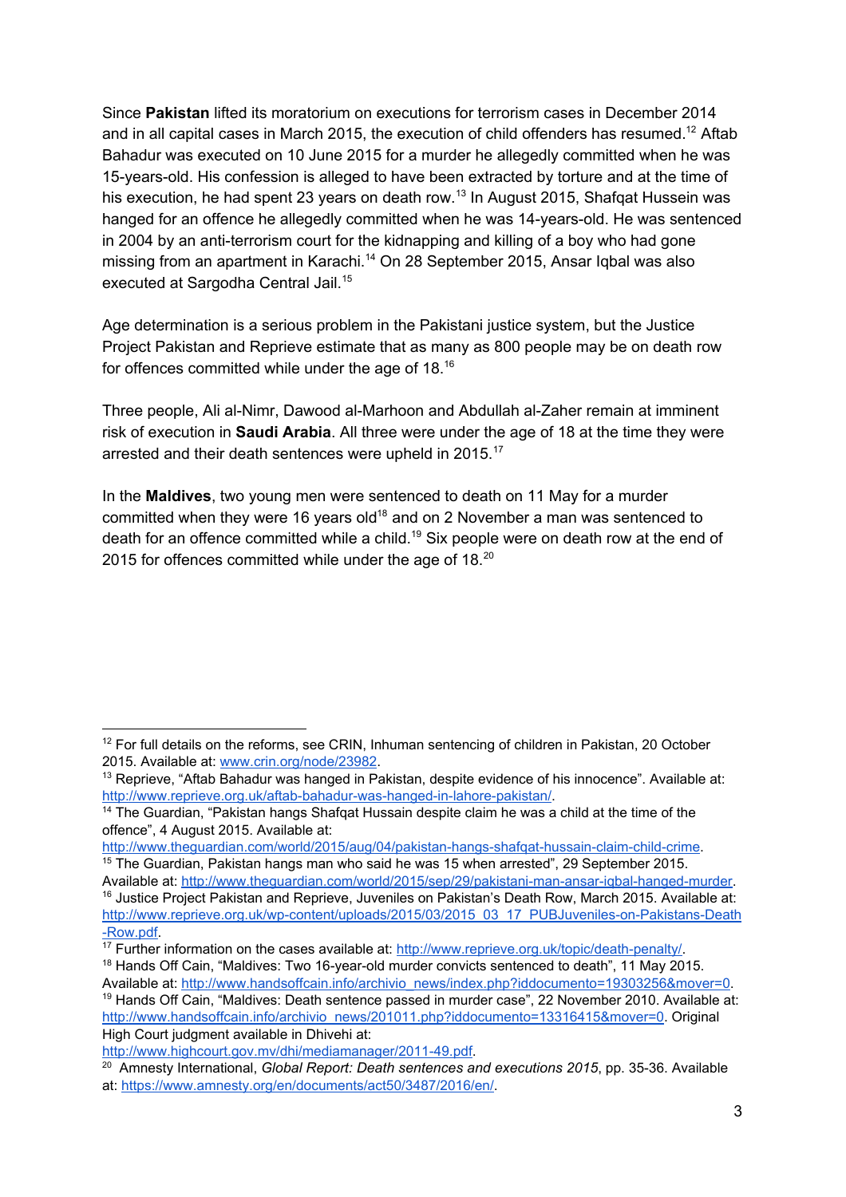Since **Pakistan** lifted its moratorium on executions for terrorism cases in December 2014 and in all capital cases in March 2015, the execution of child offenders has resumed.[12] Aftab Bahadur was executed on 10 June 2015 for a murder he allegedly committed when he was 15-years-old. His confession is alleged to have been extracted by torture and at the time of his execution, he had spent 23 years on death row.[13] In August 2015, Shafqat Hussein was hanged for an offence he allegedly committed when he was 14-years-old. He was sentenced in 2004 by an anti-terrorism court for the kidnapping and killing of a boy who had gone missing from an apartment in Karachi.[14] On 28 September 2015, Ansar Iqbal was also executed at Sargodha Central Jail.[15]

Age determination is a serious problem in the Pakistani justice system, but the Justice Project Pakistan and Reprieve estimate that as many as 800 people may be on death row for offences committed while under the age of 18.[16]

Three people, Ali al-Nimr, Dawood al-Marhoon and Abdullah al-Zaher remain at imminent risk of execution in **Saudi Arabia**. All three were under the age of 18 at the time they were arrested and their death sentences were upheld in 2015.[17]

In the **Maldives**, two young men were sentenced to death on 11 May for a murder committed when they were 16 years old[18] and on 2 November a man was sentenced to death for an offence committed while a child.[19] Six people were on death row at the end of 2015 for offences committed while under the age of 18.[20]

---

[12] For full details on the reforms, see CRIN, Inhuman sentencing of children in Pakistan, 20 October 2015. Available at: www.crin.org/node/23982.

[13] Reprieve, "Aftab Bahadur was hanged in Pakistan, despite evidence of his innocence". Available at: http://www.reprieve.org.uk/aftab-bahadur-was-hanged-in-lahore-pakistan/.

[14] The Guardian, "Pakistan hangs Shafqat Hussain despite claim he was a child at the time of the offence", 4 August 2015. Available at: http://www.theguardian.com/world/2015/aug/04/pakistan-hangs-shafqat-hussain-claim-child-crime.

[15] The Guardian, Pakistan hangs man who said he was 15 when arrested", 29 September 2015. Available at: http://www.theguardian.com/world/2015/sep/29/pakistani-man-ansar-iqbal-hanged-murder.

[16] Justice Project Pakistan and Reprieve, Juveniles on Pakistan's Death Row, March 2015. Available at: http://www.reprieve.org.uk/wp-content/uploads/2015/03/2015_03_17_PUBJuveniles-on-Pakistans-Death-Row.pdf.

[17] Further information on the cases available at: http://www.reprieve.org.uk/topic/death-penalty/.

[18] Hands Off Cain, "Maldives: Two 16-year-old murder convicts sentenced to death", 11 May 2015. Available at: http://www.handsoffcain.info/archivio_news/index.php?iddocumento=19303256&mover=0.

[19] Hands Off Cain, "Maldives: Death sentence passed in murder case", 22 November 2010. Available at: http://www.handsoffcain.info/archivio_news/201011.php?iddocumento=13316415&mover=0. Original High Court judgment available in Dhivehi at: http://www.highcourt.gov.mv/dhi/mediamanager/2011-49.pdf.

[20] Amnesty International, *Global Report: Death sentences and executions 2015*, pp. 35-36. Available at: https://www.amnesty.org/en/documents/act50/3487/2016/en/.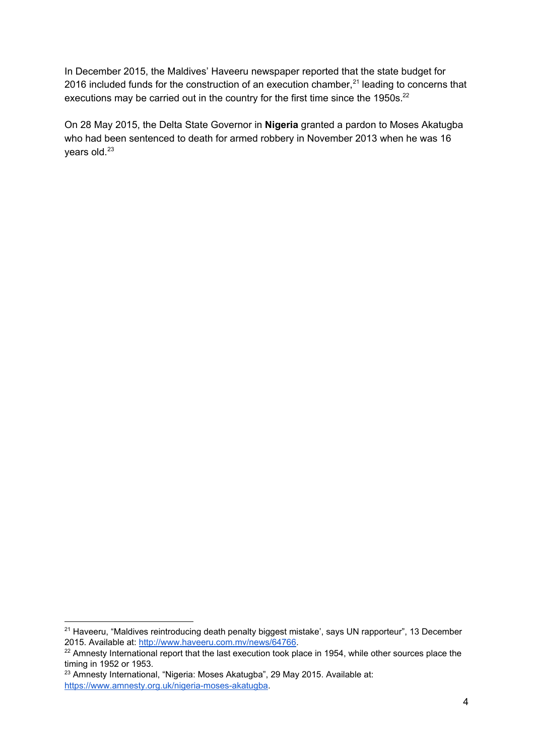In December 2015, the Maldives' Haveeru newspaper reported that the state budget for 2016 included funds for the construction of an execution chamber,[21] leading to concerns that executions may be carried out in the country for the first time since the 1950s.[22]

On 28 May 2015, the Delta State Governor in **Nigeria** granted a pardon to Moses Akatugba who had been sentenced to death for armed robbery in November 2013 when he was 16 years old.[23]

---

[21] Haveeru, "Maldives reintroducing death penalty biggest mistake', says UN rapporteur", 13 December 2015. Available at: http://www.haveeru.com.mv/news/64766.

[22] Amnesty International report that the last execution took place in 1954, while other sources place the timing in 1952 or 1953.

[23] Amnesty International, "Nigeria: Moses Akatugba", 29 May 2015. Available at: https://www.amnesty.org.uk/nigeria-moses-akatugba.